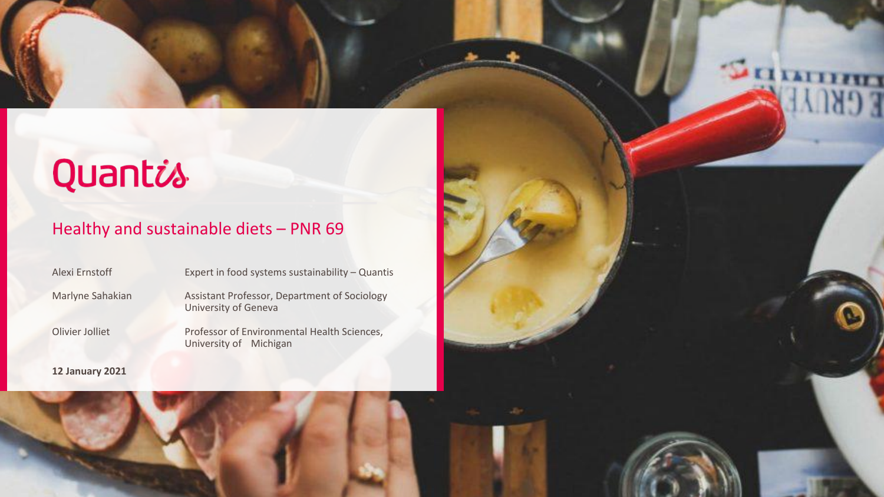# Quantis

## Healthy and sustainable diets – PNR 69

| | |
|---|---|
| Alexi Ernstoff | Expert in food systems sustainability – Quantis |
| Marlyne Sahakian | Assistant Professor, Department of Sociology University of Geneva |
| Olivier Jolliet | Professor of Environmental Health Sciences, University of Michigan |

**12 January 2021**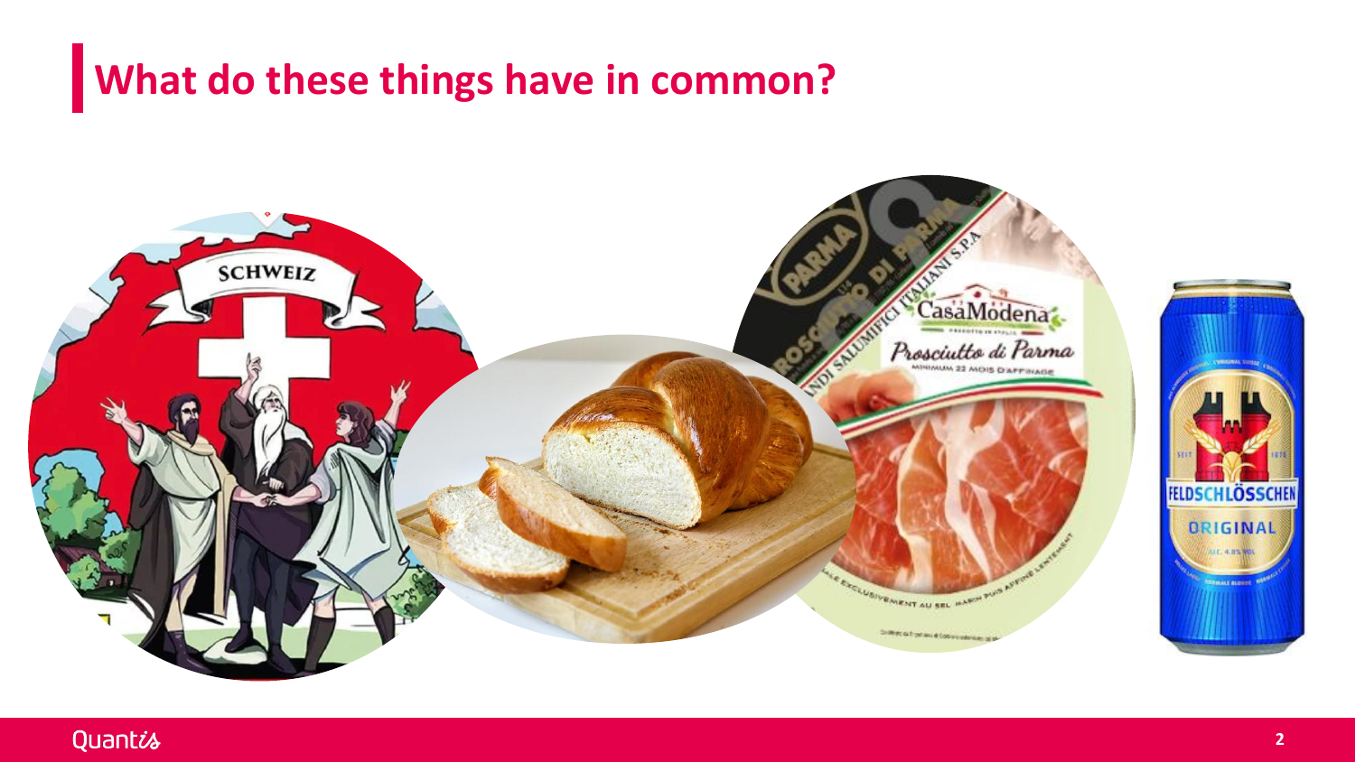# What do these things have in common?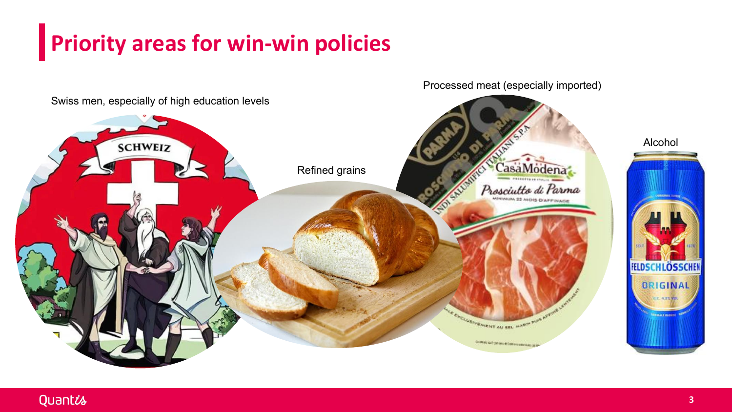# Priority areas for win-win policies

Swiss men, especially of high education levels

Refined grains

Processed meat (especially imported)

Alcohol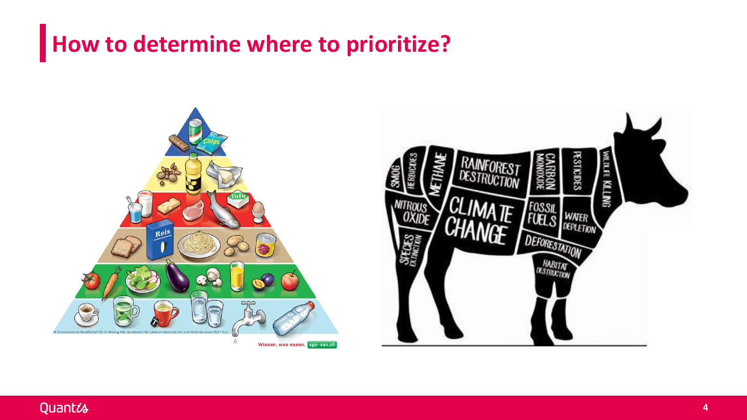# How to determine where to prioritize?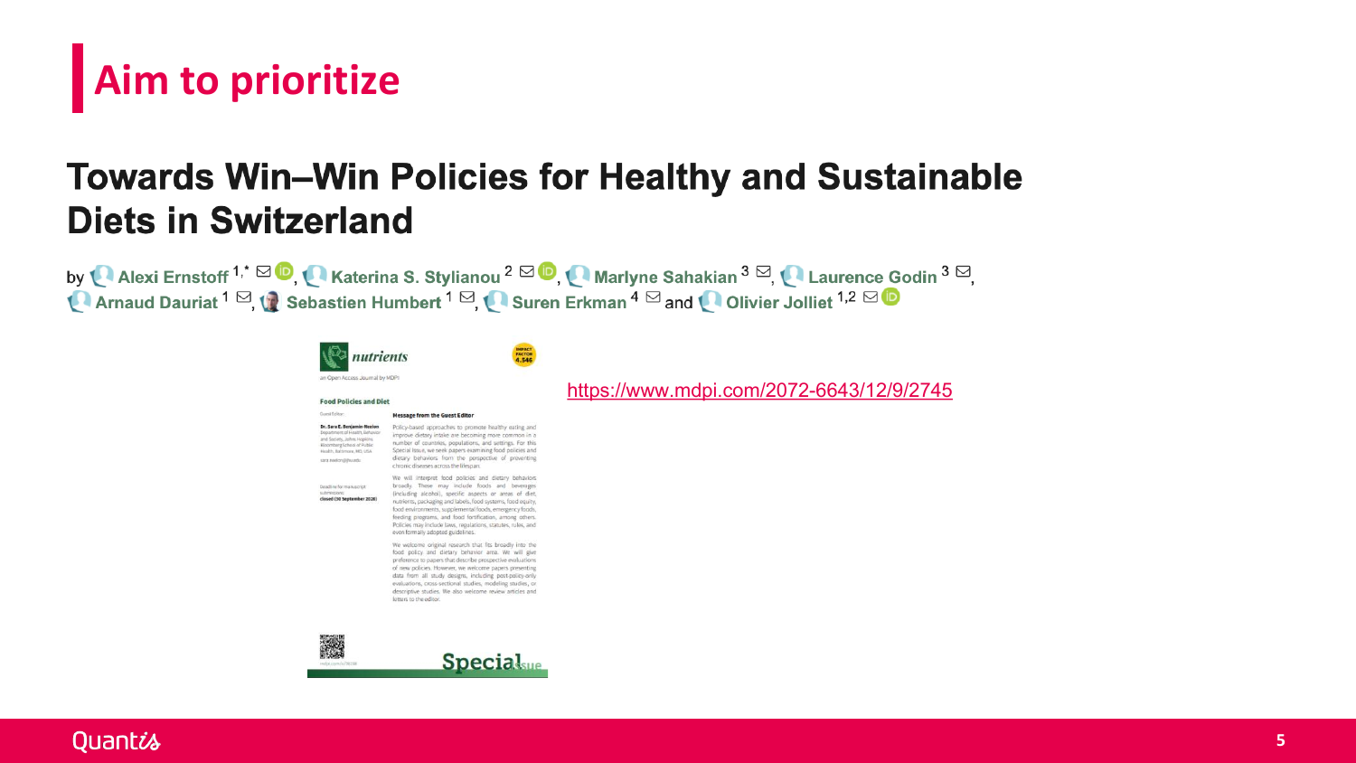# Aim to prioritize

## Towards Win–Win Policies for Healthy and Sustainable Diets in Switzerland

by Alexi Ernstoff [1,*], Katerina S. Stylianou [2], Marlyne Sahakian [3], Laurence Godin [3], Arnaud Dauriat [1], Sebastien Humbert [1], Suren Erkman [4] and Olivier Jolliet [1,2]

*nutrients*

an Open Access Journal by MDPI

IMPACT FACTOR 4.546

**Food Policies and Diet**

Guest Editor:

**Dr. Sara E. Benjamin-Neelon**
Department of Health, Behavior and Society, Johns Hopkins Bloomberg School of Public Health, Baltimore, MD, USA

sara.neelon@jhu.edu

Deadline for manuscript submissions:
**closed (30 September 2020)**

**Message from the Guest Editor**

Policy-based approaches to promote healthy eating and improve dietary intake are becoming more common in a number of countries, populations, and settings. For this Special Issue, we seek papers examining food policies and dietary behaviors from the perspective of preventing chronic diseases across the lifespan.

We will interpret food policies and dietary behaviors broadly. These may include foods and beverages (including alcohol), specific aspects or areas of diet, nutrients, packaging and labels, food systems, food equity, food environments, supplemental foods, emergency foods, feeding programs, and food fortification, among others. Policies may include laws, regulations, statutes, rules, and even formally adopted guidelines.

We welcome original research that fits broadly into the food policy and dietary behavior area. We will give preference to papers that describe prospective evaluations of new policies. However, we welcome papers presenting data from all study designs, including post-policy-only evaluations, cross-sectional studies, modeling studies, or descriptive studies. We also welcome review articles and letters to the editor.

Special Issue

https://www.mdpi.com/2072-6643/12/9/2745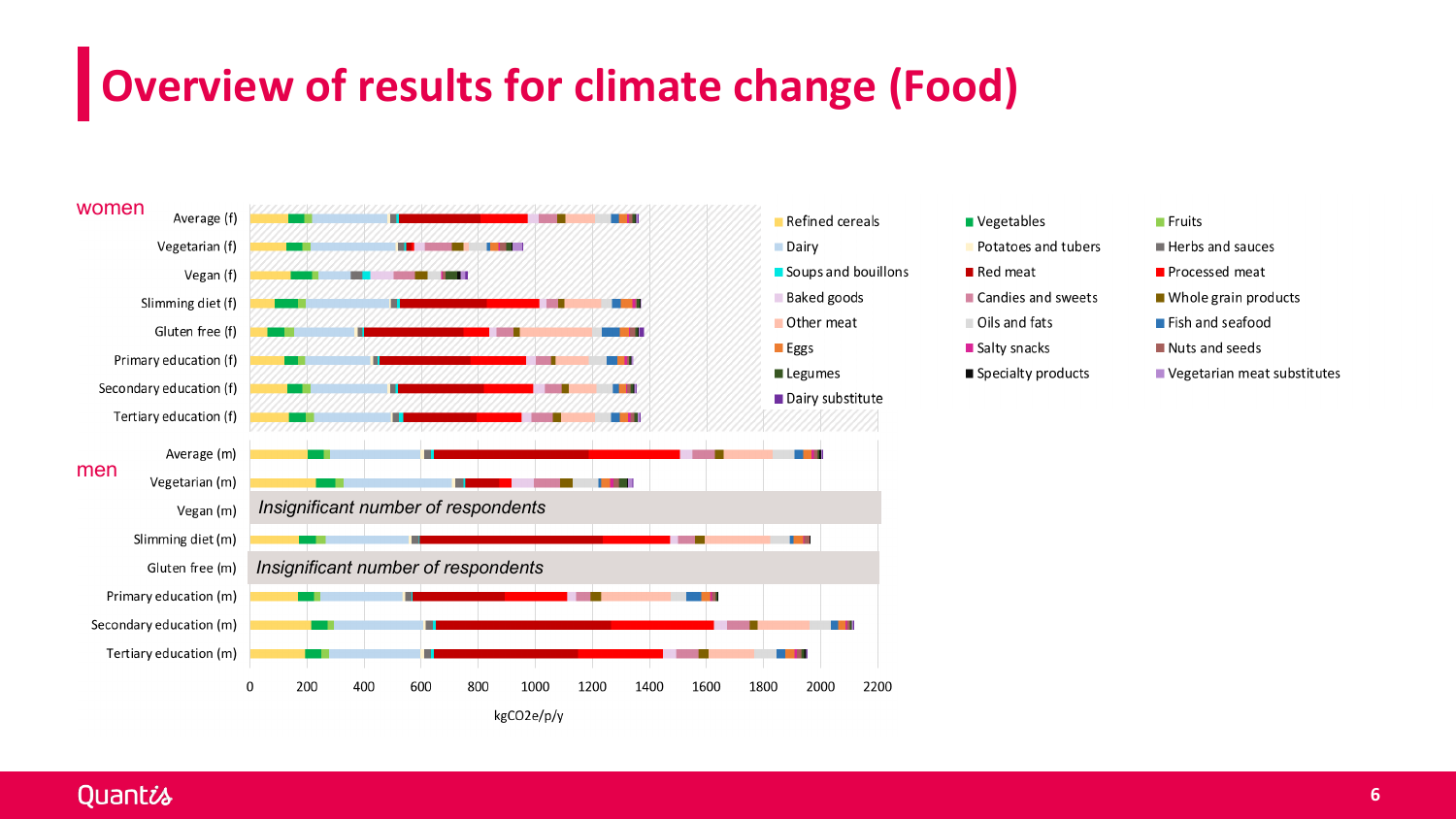# Overview of results for climate change (Food)

**women**

- Average (f)
- Vegetarian (f)
- Vegan (f)
- Slimming diet (f)
- Gluten free (f)
- Primary education (f)
- Secondary education (f)
- Tertiary education (f)

**men**

- Average (m)
- Vegetarian (m)
- Vegan (m) — *Insignificant number of respondents*
- Slimming diet (m)
- Gluten free (m) — *Insignificant number of respondents*
- Primary education (m)
- Secondary education (m)
- Tertiary education (m)

X-axis: 0, 200, 400, 600, 800, 1000, 1200, 1400, 1600, 1800, 2000, 2200

kgCO2e/p/y

Legend:

- Refined cereals
- Vegetables
- Fruits
- Dairy
- Potatoes and tubers
- Herbs and sauces
- Soups and bouillons
- Red meat
- Processed meat
- Baked goods
- Candies and sweets
- Whole grain products
- Other meat
- Oils and fats
- Fish and seafood
- Eggs
- Salty snacks
- Nuts and seeds
- Legumes
- Specialty products
- Vegetarian meat substitutes
- Dairy substitute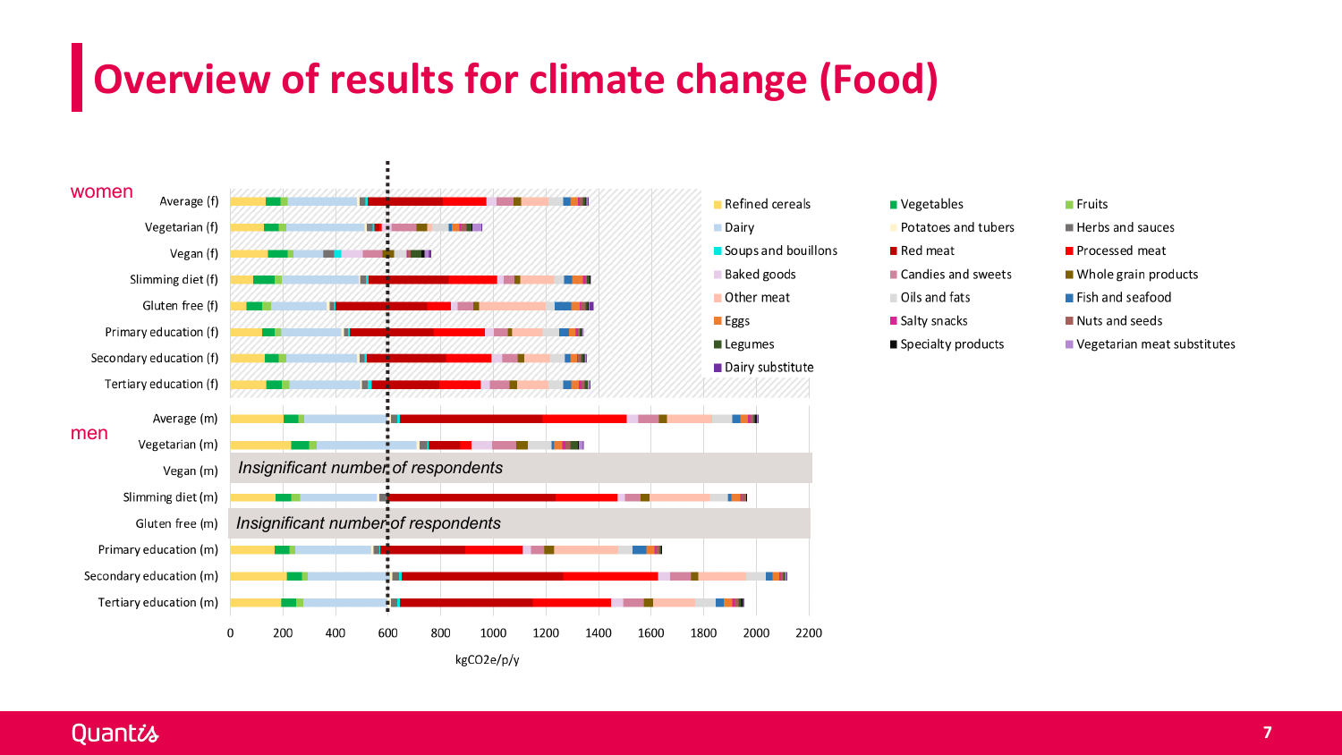# Overview of results for climate change (Food)

**women**

- Average (f)
- Vegetarian (f)
- Vegan (f)
- Slimming diet (f)
- Gluten free (f)
- Primary education (f)
- Secondary education (f)
- Tertiary education (f)

**men**

- Average (m)
- Vegetarian (m)
- Vegan (m) — *Insignificant number of respondents*
- Slimming diet (m)
- Gluten free (m) — *Insignificant number of respondents*
- Primary education (m)
- Secondary education (m)
- Tertiary education (m)

x-axis: 0, 200, 400, 600, 800, 1000, 1200, 1400, 1600, 1800, 2000, 2200

kgCO2e/p/y

Legend:

| | | |
|---|---|---|
| Refined cereals | Vegetables | Fruits |
| Dairy | Potatoes and tubers | Herbs and sauces |
| Soups and bouillons | Red meat | Processed meat |
| Baked goods | Candies and sweets | Whole grain products |
| Other meat | Oils and fats | Fish and seafood |
| Eggs | Salty snacks | Nuts and seeds |
| Legumes | Specialty products | Vegetarian meat substitutes |
| Dairy substitute | | |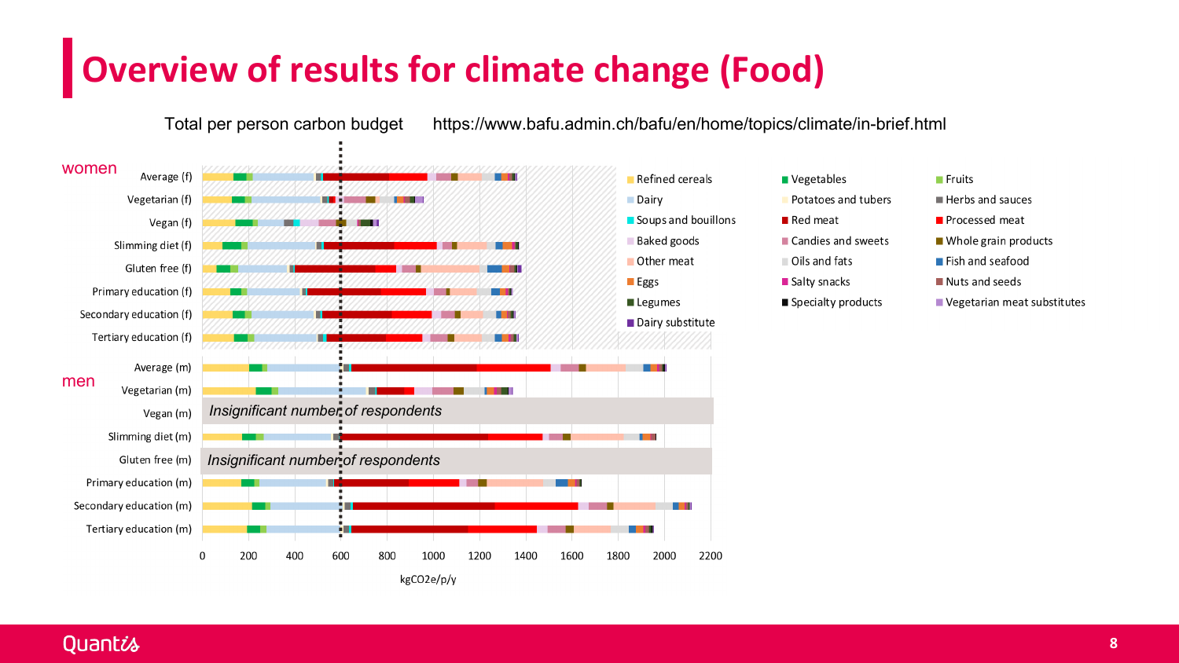# Overview of results for climate change (Food)

Total per person carbon budget https://www.bafu.admin.ch/bafu/en/home/topics/climate/in-brief.html

**women**

- Average (f)
- Vegetarian (f)
- Vegan (f)
- Slimming diet (f)
- Gluten free (f)
- Primary education (f)
- Secondary education (f)
- Tertiary education (f)

**men**

- Average (m)
- Vegetarian (m)
- Vegan (m) — *Insignificant number of respondents*
- Slimming diet (m)
- Gluten free (m) — *Insignificant number of respondents*
- Primary education (m)
- Secondary education (m)
- Tertiary education (m)

x-axis: 0, 200, 400, 600, 800, 1000, 1200, 1400, 1600, 1800, 2000, 2200 — kgCO2e/p/y

Legend:

- Refined cereals
- Vegetables
- Fruits
- Dairy
- Potatoes and tubers
- Herbs and sauces
- Soups and bouillons
- Red meat
- Processed meat
- Baked goods
- Candies and sweets
- Whole grain products
- Other meat
- Oils and fats
- Fish and seafood
- Eggs
- Salty snacks
- Nuts and seeds
- Legumes
- Specialty products
- Vegetarian meat substitutes
- Dairy substitute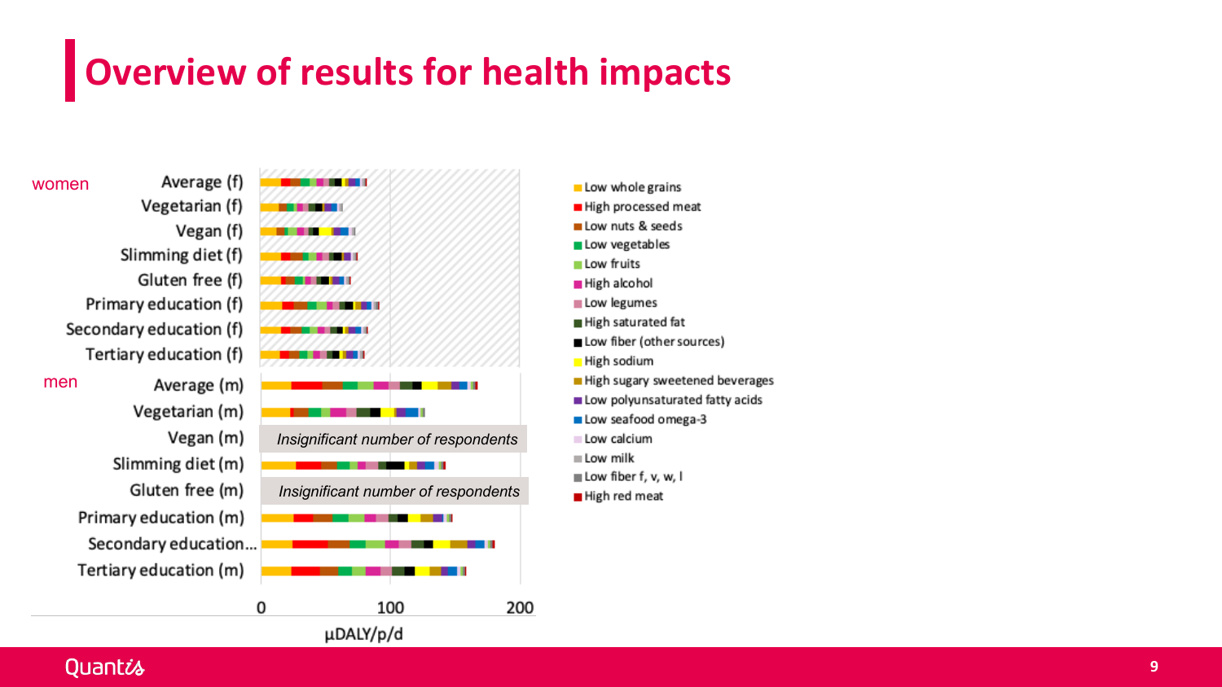# Overview of results for health impacts

women

- Average (f)
- Vegetarian (f)
- Vegan (f)
- Slimming diet (f)
- Gluten free (f)
- Primary education (f)
- Secondary education (f)
- Tertiary education (f)

men

- Average (m)
- Vegetarian (m)
- Vegan (m) — *Insignificant number of respondents*
- Slimming diet (m)
- Gluten free (m) — *Insignificant number of respondents*
- Primary education (m)
- Secondary education...
- Tertiary education (m)

0 100 200

µDALY/p/d

- Low whole grains
- High processed meat
- Low nuts & seeds
- Low vegetables
- Low fruits
- High alcohol
- Low legumes
- High saturated fat
- Low fiber (other sources)
- High sodium
- High sugary sweetened beverages
- Low polyunsaturated fatty acids
- Low seafood omega-3
- Low calcium
- Low milk
- Low fiber f, v, w, l
- High red meat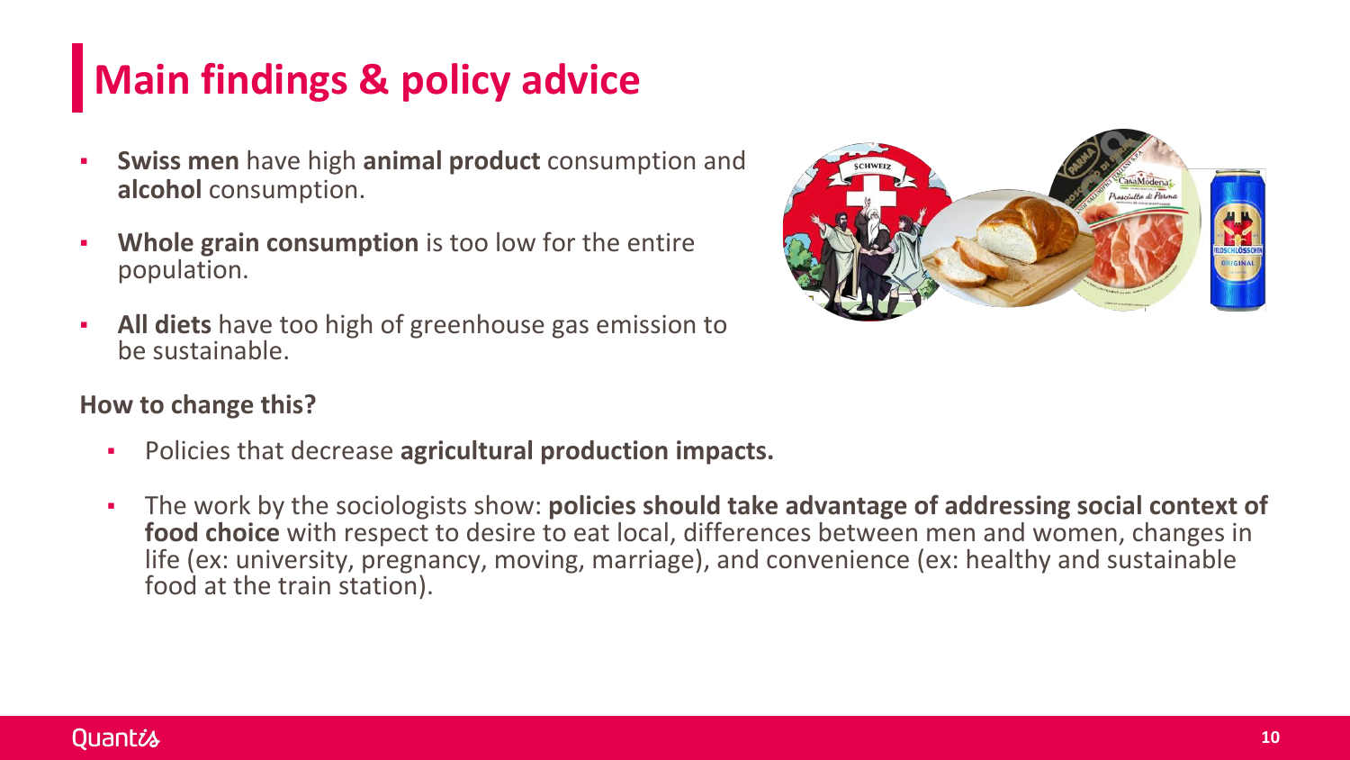# Main findings & policy advice

- **Swiss men** have high **animal product** consumption and **alcohol** consumption.
- **Whole grain consumption** is too low for the entire population.
- **All diets** have too high of greenhouse gas emission to be sustainable.

**How to change this?**

- Policies that decrease **agricultural production impacts.**
- The work by the sociologists show: **policies should take advantage of addressing social context of food choice** with respect to desire to eat local, differences between men and women, changes in life (ex: university, pregnancy, moving, marriage), and convenience (ex: healthy and sustainable food at the train station).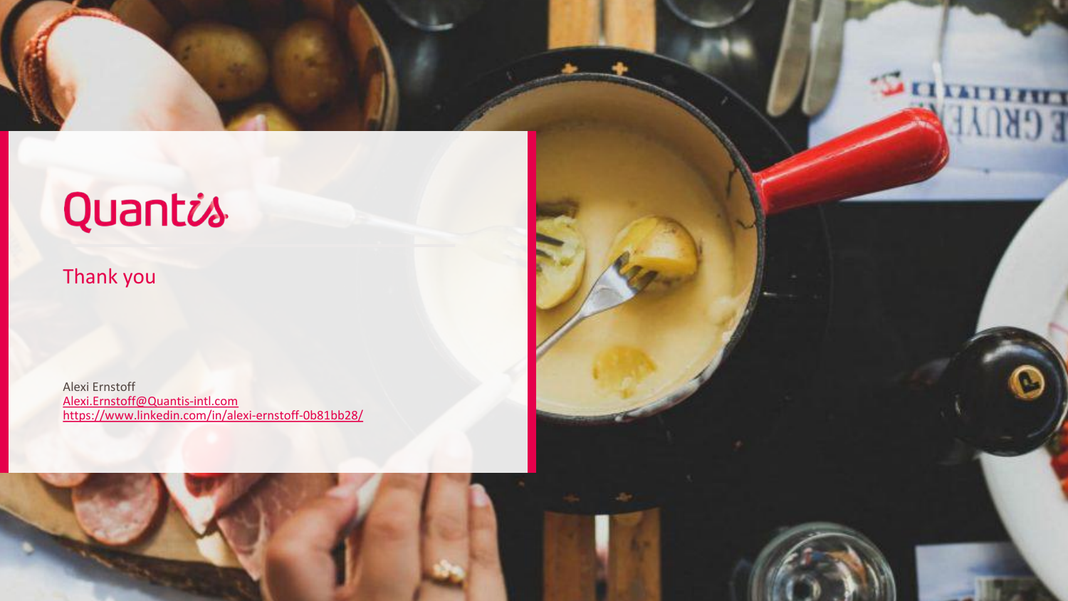Quantis

Thank you

Alexi Ernstoff
Alexi.Ernstoff@Quantis-intl.com
https://www.linkedin.com/in/alexi-ernstoff-0b81bb28/